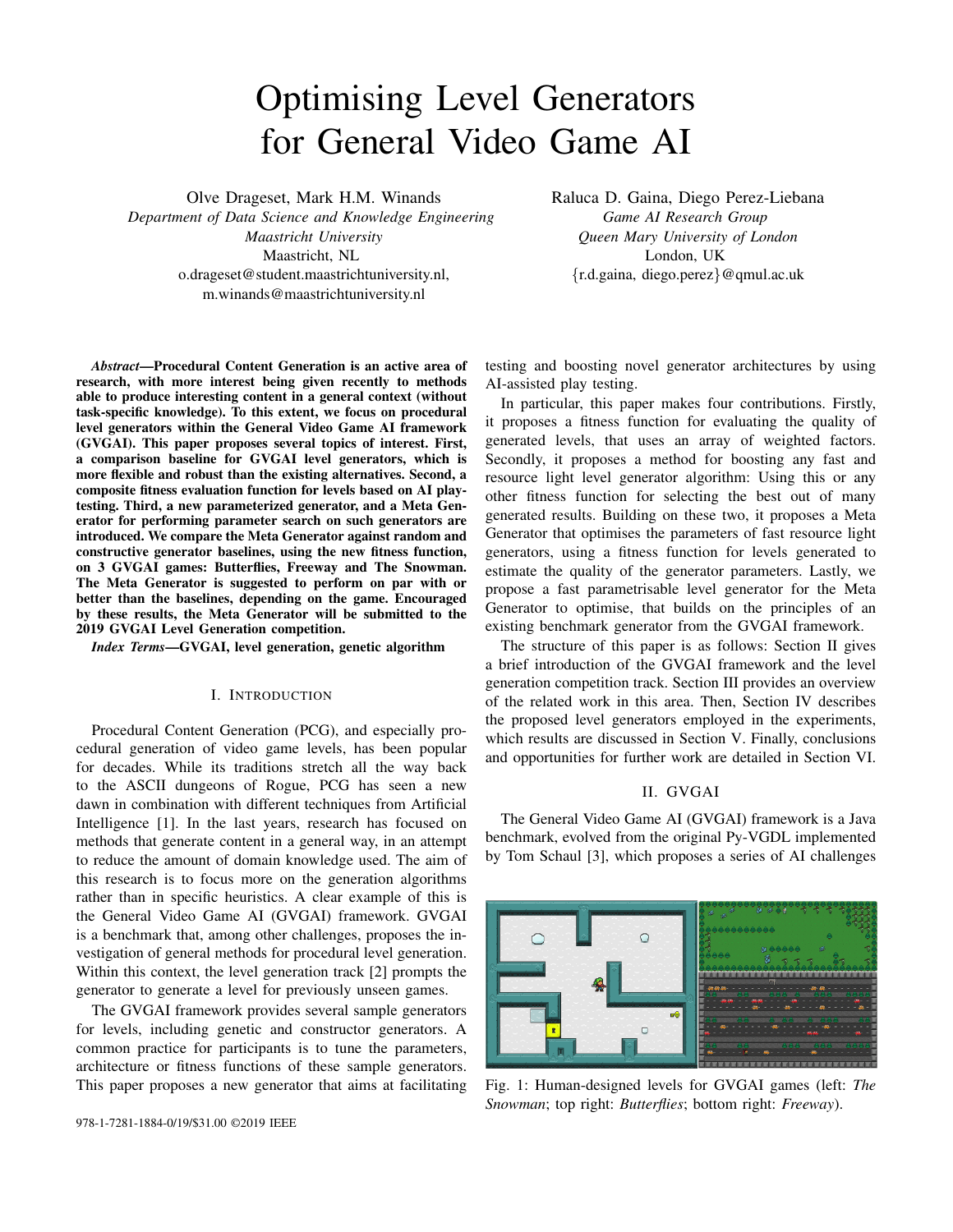# Optimising Level Generators for General Video Game AI

Olve Drageset, Mark H.M. Winands
*Department of Data Science and Knowledge Engineering*
*Maastricht University*
Maastricht, NL
o.drageset@student.maastrichtuniversity.nl,
m.winands@maastrichtuniversity.nl

Raluca D. Gaina, Diego Perez-Liebana
*Game AI Research Group*
*Queen Mary University of London*
London, UK
{r.d.gaina, diego.perez}@qmul.ac.uk

***Abstract*—Procedural Content Generation is an active area of research, with more interest being given recently to methods able to produce interesting content in a general context (without task-specific knowledge). To this extent, we focus on procedural level generators within the General Video Game AI framework (GVGAI). This paper proposes several topics of interest. First, a comparison baseline for GVGAI level generators, which is more flexible and robust than the existing alternatives. Second, a composite fitness evaluation function for levels based on AI playtesting. Third, a new parameterized generator, and a Meta Generator for performing parameter search on such generators are introduced. We compare the Meta Generator against random and constructive generator baselines, using the new fitness function, on 3 GVGAI games: Butterflies, Freeway and The Snowman. The Meta Generator is suggested to perform on par with or better than the baselines, depending on the game. Encouraged by these results, the Meta Generator will be submitted to the 2019 GVGAI Level Generation competition.**

***Index Terms*—GVGAI, level generation, genetic algorithm**

## I. Introduction

Procedural Content Generation (PCG), and especially procedural generation of video game levels, has been popular for decades. While its traditions stretch all the way back to the ASCII dungeons of Rogue, PCG has seen a new dawn in combination with different techniques from Artificial Intelligence [1]. In the last years, research has focused on methods that generate content in a general way, in an attempt to reduce the amount of domain knowledge used. The aim of this research is to focus more on the generation algorithms rather than in specific heuristics. A clear example of this is the General Video Game AI (GVGAI) framework. GVGAI is a benchmark that, among other challenges, proposes the investigation of general methods for procedural level generation. Within this context, the level generation track [2] prompts the generator to generate a level for previously unseen games.

The GVGAI framework provides several sample generators for levels, including genetic and constructor generators. A common practice for participants is to tune the parameters, architecture or fitness functions of these sample generators. This paper proposes a new generator that aims at facilitating testing and boosting novel generator architectures by using AI-assisted play testing.

In particular, this paper makes four contributions. Firstly, it proposes a fitness function for evaluating the quality of generated levels, that uses an array of weighted factors. Secondly, it proposes a method for boosting any fast and resource light level generator algorithm: Using this or any other fitness function for selecting the best out of many generated results. Building on these two, it proposes a Meta Generator that optimises the parameters of fast resource light generators, using a fitness function for levels generated to estimate the quality of the generator parameters. Lastly, we propose a fast parametrisable level generator for the Meta Generator to optimise, that builds on the principles of an existing benchmark generator from the GVGAI framework.

The structure of this paper is as follows: Section II gives a brief introduction of the GVGAI framework and the level generation competition track. Section III provides an overview of the related work in this area. Then, Section IV describes the proposed level generators employed in the experiments, which results are discussed in Section V. Finally, conclusions and opportunities for further work are detailed in Section VI.

## II. GVGAI

The General Video Game AI (GVGAI) framework is a Java benchmark, evolved from the original Py-VGDL implemented by Tom Schaul [3], which proposes a series of AI challenges

Fig. 1: Human-designed levels for GVGAI games (left: *The Snowman*; top right: *Butterflies*; bottom right: *Freeway*).

978-1-7281-1884-0/19/$31.00 ©2019 IEEE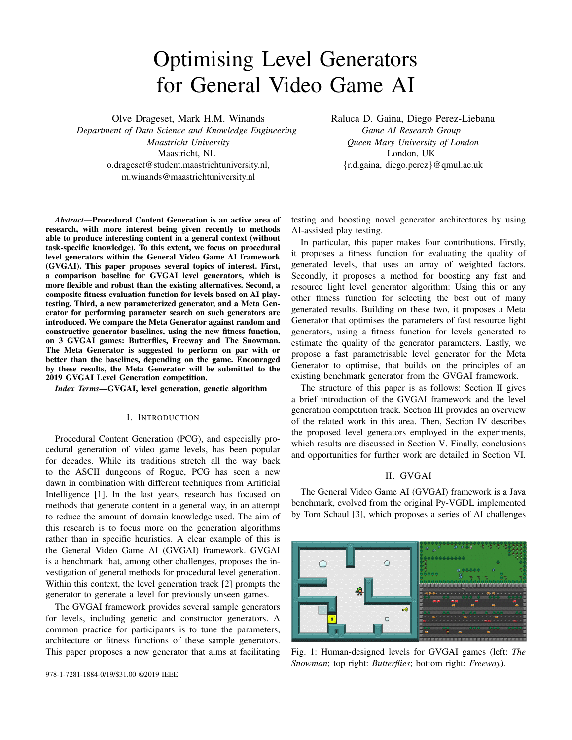# Optimising Level Generators for General Video Game AI

Olve Drageset, Mark H.M. Winands
*Department of Data Science and Knowledge Engineering*
*Maastricht University*
Maastricht, NL
o.drageset@student.maastrichtuniversity.nl,
m.winands@maastrichtuniversity.nl

Raluca D. Gaina, Diego Perez-Liebana
*Game AI Research Group*
*Queen Mary University of London*
London, UK
{r.d.gaina, diego.perez}@qmul.ac.uk

***Abstract*—Procedural Content Generation is an active area of research, with more interest being given recently to methods able to produce interesting content in a general context (without task-specific knowledge). To this extent, we focus on procedural level generators within the General Video Game AI framework (GVGAI). This paper proposes several topics of interest. First, a comparison baseline for GVGAI level generators, which is more flexible and robust than the existing alternatives. Second, a composite fitness evaluation function for levels based on AI play-testing. Third, a new parameterized generator, and a Meta Generator for performing parameter search on such generators are introduced. We compare the Meta Generator against random and constructive generator baselines, using the new fitness function, on 3 GVGAI games: Butterflies, Freeway and The Snowman. The Meta Generator is suggested to perform on par with or better than the baselines, depending on the game. Encouraged by these results, the Meta Generator will be submitted to the 2019 GVGAI Level Generation competition.**

***Index Terms*—GVGAI, level generation, genetic algorithm**

## I. Introduction

Procedural Content Generation (PCG), and especially procedural generation of video game levels, has been popular for decades. While its traditions stretch all the way back to the ASCII dungeons of Rogue, PCG has seen a new dawn in combination with different techniques from Artificial Intelligence [1]. In the last years, research has focused on methods that generate content in a general way, in an attempt to reduce the amount of domain knowledge used. The aim of this research is to focus more on the generation algorithms rather than in specific heuristics. A clear example of this is the General Video Game AI (GVGAI) framework. GVGAI is a benchmark that, among other challenges, proposes the investigation of general methods for procedural level generation. Within this context, the level generation track [2] prompts the generator to generate a level for previously unseen games.

The GVGAI framework provides several sample generators for levels, including genetic and constructor generators. A common practice for participants is to tune the parameters, architecture or fitness functions of these sample generators. This paper proposes a new generator that aims at facilitating testing and boosting novel generator architectures by using AI-assisted play testing.

In particular, this paper makes four contributions. Firstly, it proposes a fitness function for evaluating the quality of generated levels, that uses an array of weighted factors. Secondly, it proposes a method for boosting any fast and resource light level generator algorithm: Using this or any other fitness function for selecting the best out of many generated results. Building on these two, it proposes a Meta Generator that optimises the parameters of fast resource light generators, using a fitness function for levels generated to estimate the quality of the generator parameters. Lastly, we propose a fast parametrisable level generator for the Meta Generator to optimise, that builds on the principles of an existing benchmark generator from the GVGAI framework.

The structure of this paper is as follows: Section II gives a brief introduction of the GVGAI framework and the level generation competition track. Section III provides an overview of the related work in this area. Then, Section IV describes the proposed level generators employed in the experiments, which results are discussed in Section V. Finally, conclusions and opportunities for further work are detailed in Section VI.

## II. GVGAI

The General Video Game AI (GVGAI) framework is a Java benchmark, evolved from the original Py-VGDL implemented by Tom Schaul [3], which proposes a series of AI challenges

Fig. 1: Human-designed levels for GVGAI games (left: *The Snowman*; top right: *Butterflies*; bottom right: *Freeway*).

978-1-7281-1884-0/19/$31.00 ©2019 IEEE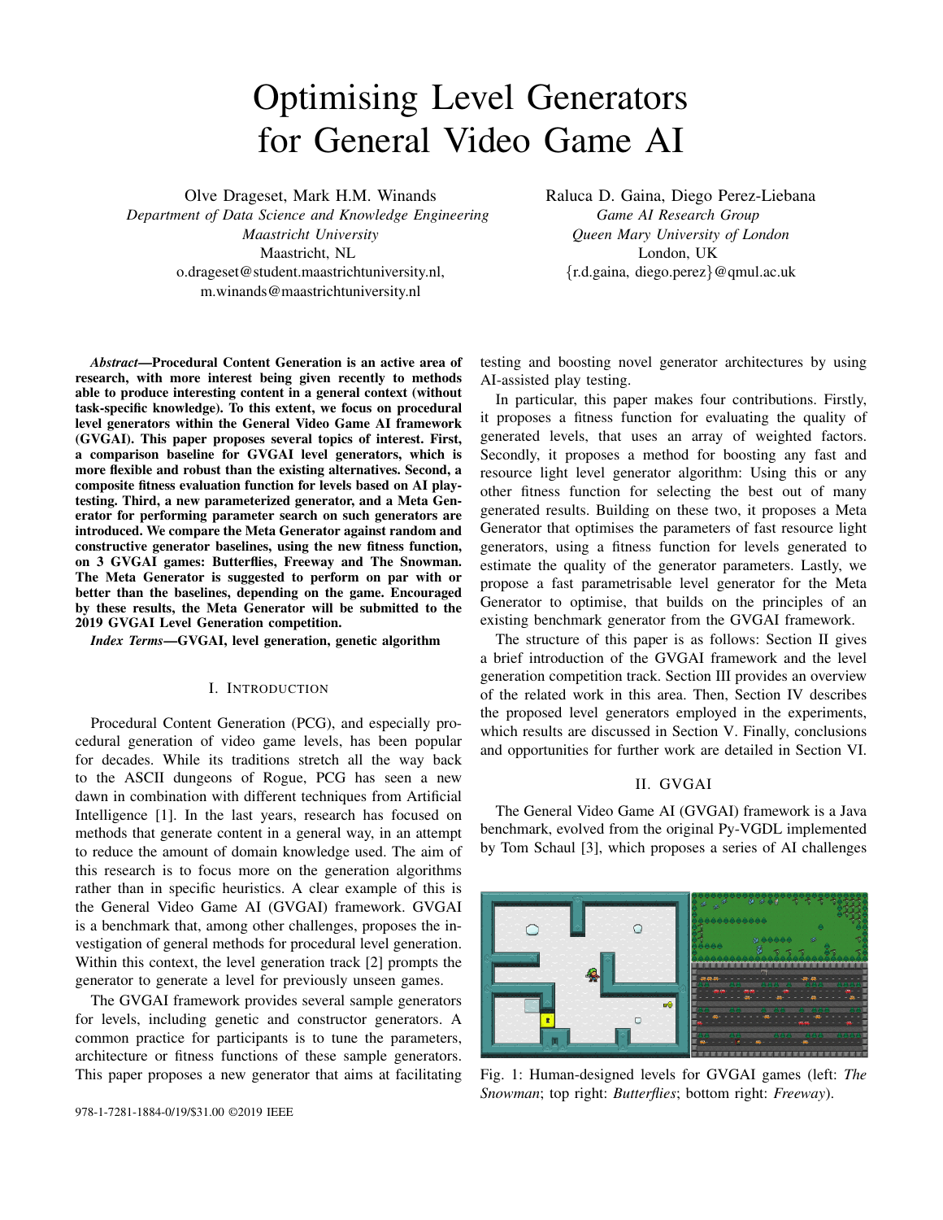# Optimising Level Generators for General Video Game AI

Olve Drageset, Mark H.M. Winands
*Department of Data Science and Knowledge Engineering*
*Maastricht University*
Maastricht, NL
o.drageset@student.maastrichtuniversity.nl,
m.winands@maastrichtuniversity.nl

Raluca D. Gaina, Diego Perez-Liebana
*Game AI Research Group*
*Queen Mary University of London*
London, UK
{r.d.gaina, diego.perez}@qmul.ac.uk

***Abstract*—Procedural Content Generation is an active area of research, with more interest being given recently to methods able to produce interesting content in a general context (without task-specific knowledge). To this extent, we focus on procedural level generators within the General Video Game AI framework (GVGAI). This paper proposes several topics of interest. First, a comparison baseline for GVGAI level generators, which is more flexible and robust than the existing alternatives. Second, a composite fitness evaluation function for levels based on AI play-testing. Third, a new parameterized generator, and a Meta Generator for performing parameter search on such generators are introduced. We compare the Meta Generator against random and constructive generator baselines, using the new fitness function, on 3 GVGAI games: Butterflies, Freeway and The Snowman. The Meta Generator is suggested to perform on par with or better than the baselines, depending on the game. Encouraged by these results, the Meta Generator will be submitted to the 2019 GVGAI Level Generation competition.**

***Index Terms*—GVGAI, level generation, genetic algorithm**

## I. Introduction

Procedural Content Generation (PCG), and especially procedural generation of video game levels, has been popular for decades. While its traditions stretch all the way back to the ASCII dungeons of Rogue, PCG has seen a new dawn in combination with different techniques from Artificial Intelligence [1]. In the last years, research has focused on methods that generate content in a general way, in an attempt to reduce the amount of domain knowledge used. The aim of this research is to focus more on the generation algorithms rather than in specific heuristics. A clear example of this is the General Video Game AI (GVGAI) framework. GVGAI is a benchmark that, among other challenges, proposes the investigation of general methods for procedural level generation. Within this context, the level generation track [2] prompts the generator to generate a level for previously unseen games.

The GVGAI framework provides several sample generators for levels, including genetic and constructor generators. A common practice for participants is to tune the parameters, architecture or fitness functions of these sample generators. This paper proposes a new generator that aims at facilitating testing and boosting novel generator architectures by using AI-assisted play testing.

In particular, this paper makes four contributions. Firstly, it proposes a fitness function for evaluating the quality of generated levels, that uses an array of weighted factors. Secondly, it proposes a method for boosting any fast and resource light level generator algorithm: Using this or any other fitness function for selecting the best out of many generated results. Building on these two, it proposes a Meta Generator that optimises the parameters of fast resource light generators, using a fitness function for levels generated to estimate the quality of the generator parameters. Lastly, we propose a fast parametrisable level generator for the Meta Generator to optimise, that builds on the principles of an existing benchmark generator from the GVGAI framework.

The structure of this paper is as follows: Section II gives a brief introduction of the GVGAI framework and the level generation competition track. Section III provides an overview of the related work in this area. Then, Section IV describes the proposed level generators employed in the experiments, which results are discussed in Section V. Finally, conclusions and opportunities for further work are detailed in Section VI.

## II. GVGAI

The General Video Game AI (GVGAI) framework is a Java benchmark, evolved from the original Py-VGDL implemented by Tom Schaul [3], which proposes a series of AI challenges

Fig. 1: Human-designed levels for GVGAI games (left: *The Snowman*; top right: *Butterflies*; bottom right: *Freeway*).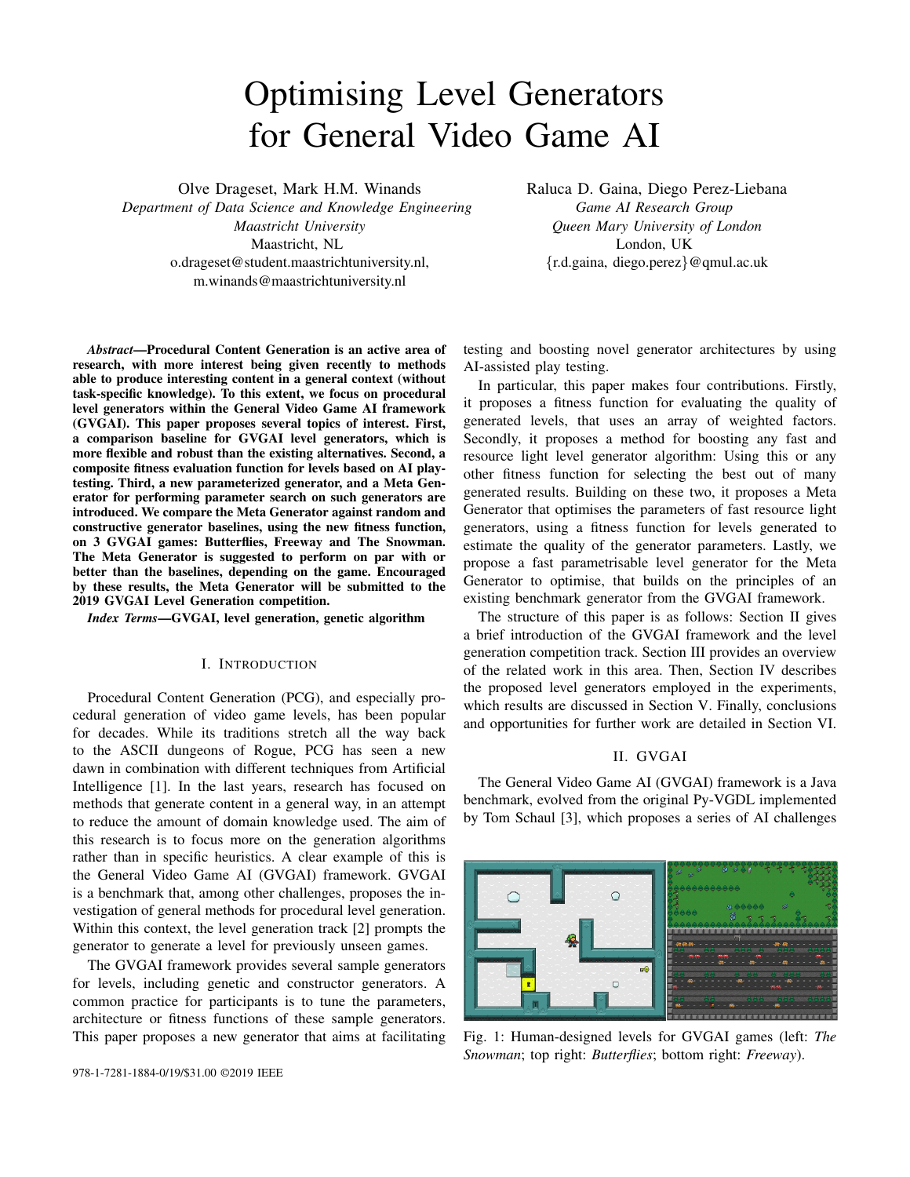# Optimising Level Generators for General Video Game AI

Olve Drageset, Mark H.M. Winands
*Department of Data Science and Knowledge Engineering*
*Maastricht University*
Maastricht, NL
o.drageset@student.maastrichtuniversity.nl,
m.winands@maastrichtuniversity.nl

Raluca D. Gaina, Diego Perez-Liebana
*Game AI Research Group*
*Queen Mary University of London*
London, UK
{r.d.gaina, diego.perez}@qmul.ac.uk

***Abstract*—Procedural Content Generation is an active area of research, with more interest being given recently to methods able to produce interesting content in a general context (without task-specific knowledge). To this extent, we focus on procedural level generators within the General Video Game AI framework (GVGAI). This paper proposes several topics of interest. First, a comparison baseline for GVGAI level generators, which is more flexible and robust than the existing alternatives. Second, a composite fitness evaluation function for levels based on AI play-testing. Third, a new parameterized generator, and a Meta Generator for performing parameter search on such generators are introduced. We compare the Meta Generator against random and constructive generator baselines, using the new fitness function, on 3 GVGAI games: Butterflies, Freeway and The Snowman. The Meta Generator is suggested to perform on par with or better than the baselines, depending on the game. Encouraged by these results, the Meta Generator will be submitted to the 2019 GVGAI Level Generation competition.**

***Index Terms*—GVGAI, level generation, genetic algorithm**

## I. Introduction

Procedural Content Generation (PCG), and especially procedural generation of video game levels, has been popular for decades. While its traditions stretch all the way back to the ASCII dungeons of Rogue, PCG has seen a new dawn in combination with different techniques from Artificial Intelligence [1]. In the last years, research has focused on methods that generate content in a general way, in an attempt to reduce the amount of domain knowledge used. The aim of this research is to focus more on the generation algorithms rather than in specific heuristics. A clear example of this is the General Video Game AI (GVGAI) framework. GVGAI is a benchmark that, among other challenges, proposes the investigation of general methods for procedural level generation. Within this context, the level generation track [2] prompts the generator to generate a level for previously unseen games.

The GVGAI framework provides several sample generators for levels, including genetic and constructor generators. A common practice for participants is to tune the parameters, architecture or fitness functions of these sample generators. This paper proposes a new generator that aims at facilitating testing and boosting novel generator architectures by using AI-assisted play testing.

In particular, this paper makes four contributions. Firstly, it proposes a fitness function for evaluating the quality of generated levels, that uses an array of weighted factors. Secondly, it proposes a method for boosting any fast and resource light level generator algorithm: Using this or any other fitness function for selecting the best out of many generated results. Building on these two, it proposes a Meta Generator that optimises the parameters of fast resource light generators, using a fitness function for levels generated to estimate the quality of the generator parameters. Lastly, we propose a fast parametrisable level generator for the Meta Generator to optimise, that builds on the principles of an existing benchmark generator from the GVGAI framework.

The structure of this paper is as follows: Section II gives a brief introduction of the GVGAI framework and the level generation competition track. Section III provides an overview of the related work in this area. Then, Section IV describes the proposed level generators employed in the experiments, which results are discussed in Section V. Finally, conclusions and opportunities for further work are detailed in Section VI.

## II. GVGAI

The General Video Game AI (GVGAI) framework is a Java benchmark, evolved from the original Py-VGDL implemented by Tom Schaul [3], which proposes a series of AI challenges

Fig. 1: Human-designed levels for GVGAI games (left: *The Snowman*; top right: *Butterflies*; bottom right: *Freeway*).

978-1-7281-1884-0/19/$31.00 ©2019 IEEE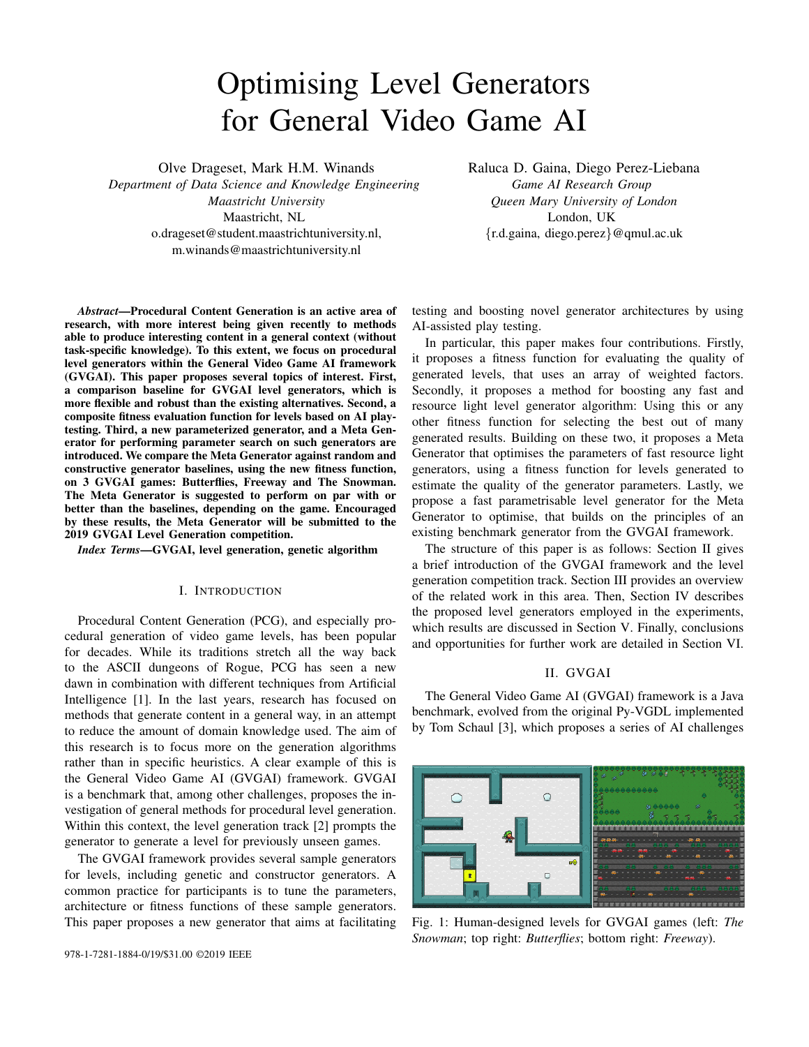# Optimising Level Generators for General Video Game AI

Olve Drageset, Mark H.M. Winands
*Department of Data Science and Knowledge Engineering*
*Maastricht University*
Maastricht, NL
o.drageset@student.maastrichtuniversity.nl,
m.winands@maastrichtuniversity.nl

Raluca D. Gaina, Diego Perez-Liebana
*Game AI Research Group*
*Queen Mary University of London*
London, UK
{r.d.gaina, diego.perez}@qmul.ac.uk

***Abstract*—Procedural Content Generation is an active area of research, with more interest being given recently to methods able to produce interesting content in a general context (without task-specific knowledge). To this extent, we focus on procedural level generators within the General Video Game AI framework (GVGAI). This paper proposes several topics of interest. First, a comparison baseline for GVGAI level generators, which is more flexible and robust than the existing alternatives. Second, a composite fitness evaluation function for levels based on AI playtesting. Third, a new parameterized generator, and a Meta Generator for performing parameter search on such generators are introduced. We compare the Meta Generator against random and constructive generator baselines, using the new fitness function, on 3 GVGAI games: Butterflies, Freeway and The Snowman. The Meta Generator is suggested to perform on par with or better than the baselines, depending on the game. Encouraged by these results, the Meta Generator will be submitted to the 2019 GVGAI Level Generation competition.**

***Index Terms*—GVGAI, level generation, genetic algorithm**

## I. Introduction

Procedural Content Generation (PCG), and especially procedural generation of video game levels, has been popular for decades. While its traditions stretch all the way back to the ASCII dungeons of Rogue, PCG has seen a new dawn in combination with different techniques from Artificial Intelligence [1]. In the last years, research has focused on methods that generate content in a general way, in an attempt to reduce the amount of domain knowledge used. The aim of this research is to focus more on the generation algorithms rather than in specific heuristics. A clear example of this is the General Video Game AI (GVGAI) framework. GVGAI is a benchmark that, among other challenges, proposes the investigation of general methods for procedural level generation. Within this context, the level generation track [2] prompts the generator to generate a level for previously unseen games.

The GVGAI framework provides several sample generators for levels, including genetic and constructor generators. A common practice for participants is to tune the parameters, architecture or fitness functions of these sample generators. This paper proposes a new generator that aims at facilitating testing and boosting novel generator architectures by using AI-assisted play testing.

In particular, this paper makes four contributions. Firstly, it proposes a fitness function for evaluating the quality of generated levels, that uses an array of weighted factors. Secondly, it proposes a method for boosting any fast and resource light level generator algorithm: Using this or any other fitness function for selecting the best out of many generated results. Building on these two, it proposes a Meta Generator that optimises the parameters of fast resource light generators, using a fitness function for levels generated to estimate the quality of the generator parameters. Lastly, we propose a fast parametrisable level generator for the Meta Generator to optimise, that builds on the principles of an existing benchmark generator from the GVGAI framework.

The structure of this paper is as follows: Section II gives a brief introduction of the GVGAI framework and the level generation competition track. Section III provides an overview of the related work in this area. Then, Section IV describes the proposed level generators employed in the experiments, which results are discussed in Section V. Finally, conclusions and opportunities for further work are detailed in Section VI.

## II. GVGAI

The General Video Game AI (GVGAI) framework is a Java benchmark, evolved from the original Py-VGDL implemented by Tom Schaul [3], which proposes a series of AI challenges

Fig. 1: Human-designed levels for GVGAI games (left: *The Snowman*; top right: *Butterflies*; bottom right: *Freeway*).

978-1-7281-1884-0/19/$31.00 ©2019 IEEE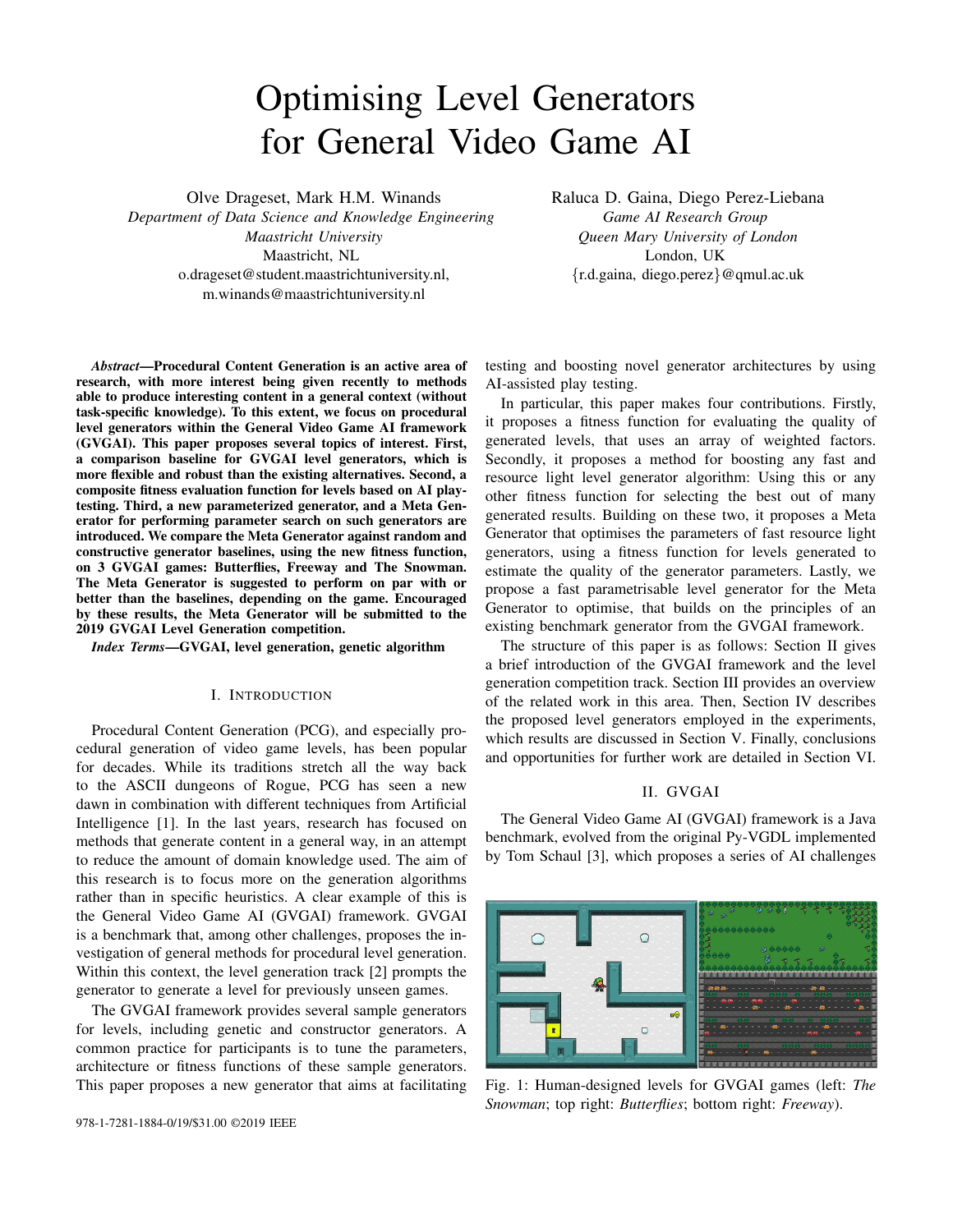# Optimising Level Generators for General Video Game AI

Olve Drageset, Mark H.M. Winands
*Department of Data Science and Knowledge Engineering*
*Maastricht University*
Maastricht, NL
o.drageset@student.maastrichtuniversity.nl,
m.winands@maastrichtuniversity.nl

Raluca D. Gaina, Diego Perez-Liebana
*Game AI Research Group*
*Queen Mary University of London*
London, UK
{r.d.gaina, diego.perez}@qmul.ac.uk

***Abstract*—Procedural Content Generation is an active area of research, with more interest being given recently to methods able to produce interesting content in a general context (without task-specific knowledge). To this extent, we focus on procedural level generators within the General Video Game AI framework (GVGAI). This paper proposes several topics of interest. First, a comparison baseline for GVGAI level generators, which is more flexible and robust than the existing alternatives. Second, a composite fitness evaluation function for levels based on AI playtesting. Third, a new parameterized generator, and a Meta Generator for performing parameter search on such generators are introduced. We compare the Meta Generator against random and constructive generator baselines, using the new fitness function, on 3 GVGAI games: Butterflies, Freeway and The Snowman. The Meta Generator is suggested to perform on par with or better than the baselines, depending on the game. Encouraged by these results, the Meta Generator will be submitted to the 2019 GVGAI Level Generation competition.**

***Index Terms*—GVGAI, level generation, genetic algorithm**

## I. Introduction

Procedural Content Generation (PCG), and especially procedural generation of video game levels, has been popular for decades. While its traditions stretch all the way back to the ASCII dungeons of Rogue, PCG has seen a new dawn in combination with different techniques from Artificial Intelligence [1]. In the last years, research has focused on methods that generate content in a general way, in an attempt to reduce the amount of domain knowledge used. The aim of this research is to focus more on the generation algorithms rather than in specific heuristics. A clear example of this is the General Video Game AI (GVGAI) framework. GVGAI is a benchmark that, among other challenges, proposes the investigation of general methods for procedural level generation. Within this context, the level generation track [2] prompts the generator to generate a level for previously unseen games.

The GVGAI framework provides several sample generators for levels, including genetic and constructor generators. A common practice for participants is to tune the parameters, architecture or fitness functions of these sample generators. This paper proposes a new generator that aims at facilitating testing and boosting novel generator architectures by using AI-assisted play testing.

In particular, this paper makes four contributions. Firstly, it proposes a fitness function for evaluating the quality of generated levels, that uses an array of weighted factors. Secondly, it proposes a method for boosting any fast and resource light level generator algorithm: Using this or any other fitness function for selecting the best out of many generated results. Building on these two, it proposes a Meta Generator that optimises the parameters of fast resource light generators, using a fitness function for levels generated to estimate the quality of the generator parameters. Lastly, we propose a fast parametrisable level generator for the Meta Generator to optimise, that builds on the principles of an existing benchmark generator from the GVGAI framework.

The structure of this paper is as follows: Section II gives a brief introduction of the GVGAI framework and the level generation competition track. Section III provides an overview of the related work in this area. Then, Section IV describes the proposed level generators employed in the experiments, which results are discussed in Section V. Finally, conclusions and opportunities for further work are detailed in Section VI.

## II. GVGAI

The General Video Game AI (GVGAI) framework is a Java benchmark, evolved from the original Py-VGDL implemented by Tom Schaul [3], which proposes a series of AI challenges

Fig. 1: Human-designed levels for GVGAI games (left: *The Snowman*; top right: *Butterflies*; bottom right: *Freeway*).

978-1-7281-1884-0/19/$31.00 ©2019 IEEE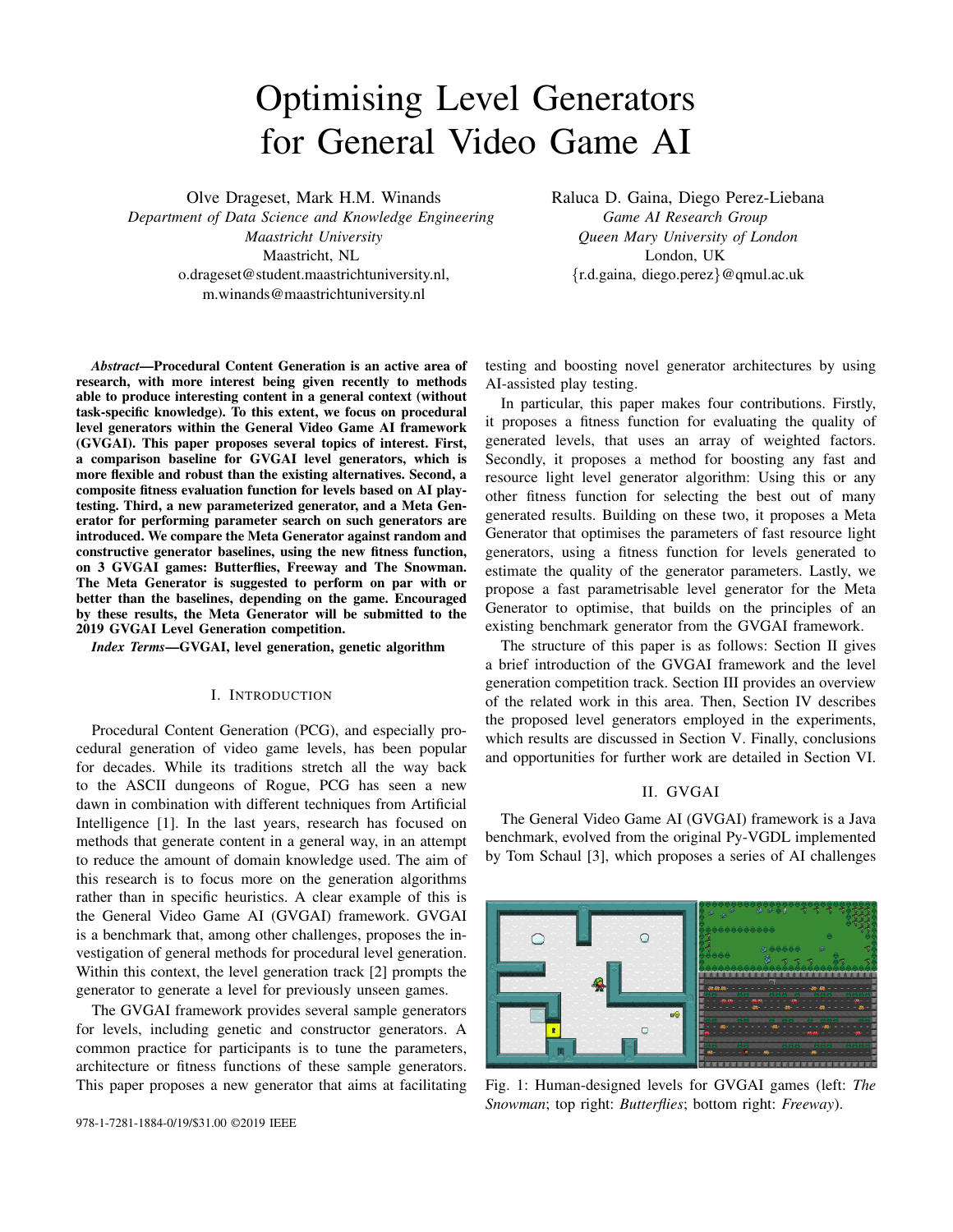# Optimising Level Generators for General Video Game AI

Olve Drageset, Mark H.M. Winands
*Department of Data Science and Knowledge Engineering*
*Maastricht University*
Maastricht, NL
o.drageset@student.maastrichtuniversity.nl,
m.winands@maastrichtuniversity.nl

Raluca D. Gaina, Diego Perez-Liebana
*Game AI Research Group*
*Queen Mary University of London*
London, UK
{r.d.gaina, diego.perez}@qmul.ac.uk

***Abstract*—Procedural Content Generation is an active area of research, with more interest being given recently to methods able to produce interesting content in a general context (without task-specific knowledge). To this extent, we focus on procedural level generators within the General Video Game AI framework (GVGAI). This paper proposes several topics of interest. First, a comparison baseline for GVGAI level generators, which is more flexible and robust than the existing alternatives. Second, a composite fitness evaluation function for levels based on AI play-testing. Third, a new parameterized generator, and a Meta Generator for performing parameter search on such generators are introduced. We compare the Meta Generator against random and constructive generator baselines, using the new fitness function, on 3 GVGAI games: Butterflies, Freeway and The Snowman. The Meta Generator is suggested to perform on par with or better than the baselines, depending on the game. Encouraged by these results, the Meta Generator will be submitted to the 2019 GVGAI Level Generation competition.**

***Index Terms*—GVGAI, level generation, genetic algorithm**

## I. Introduction

Procedural Content Generation (PCG), and especially procedural generation of video game levels, has been popular for decades. While its traditions stretch all the way back to the ASCII dungeons of Rogue, PCG has seen a new dawn in combination with different techniques from Artificial Intelligence [1]. In the last years, research has focused on methods that generate content in a general way, in an attempt to reduce the amount of domain knowledge used. The aim of this research is to focus more on the generation algorithms rather than in specific heuristics. A clear example of this is the General Video Game AI (GVGAI) framework. GVGAI is a benchmark that, among other challenges, proposes the investigation of general methods for procedural level generation. Within this context, the level generation track [2] prompts the generator to generate a level for previously unseen games.

The GVGAI framework provides several sample generators for levels, including genetic and constructor generators. A common practice for participants is to tune the parameters, architecture or fitness functions of these sample generators. This paper proposes a new generator that aims at facilitating testing and boosting novel generator architectures by using AI-assisted play testing.

In particular, this paper makes four contributions. Firstly, it proposes a fitness function for evaluating the quality of generated levels, that uses an array of weighted factors. Secondly, it proposes a method for boosting any fast and resource light level generator algorithm: Using this or any other fitness function for selecting the best out of many generated results. Building on these two, it proposes a Meta Generator that optimises the parameters of fast resource light generators, using a fitness function for levels generated to estimate the quality of the generator parameters. Lastly, we propose a fast parametrisable level generator for the Meta Generator to optimise, that builds on the principles of an existing benchmark generator from the GVGAI framework.

The structure of this paper is as follows: Section II gives a brief introduction of the GVGAI framework and the level generation competition track. Section III provides an overview of the related work in this area. Then, Section IV describes the proposed level generators employed in the experiments, which results are discussed in Section V. Finally, conclusions and opportunities for further work are detailed in Section VI.

## II. GVGAI

The General Video Game AI (GVGAI) framework is a Java benchmark, evolved from the original Py-VGDL implemented by Tom Schaul [3], which proposes a series of AI challenges

Fig. 1: Human-designed levels for GVGAI games (left: *The Snowman*; top right: *Butterflies*; bottom right: *Freeway*).

978-1-7281-1884-0/19/$31.00 ©2019 IEEE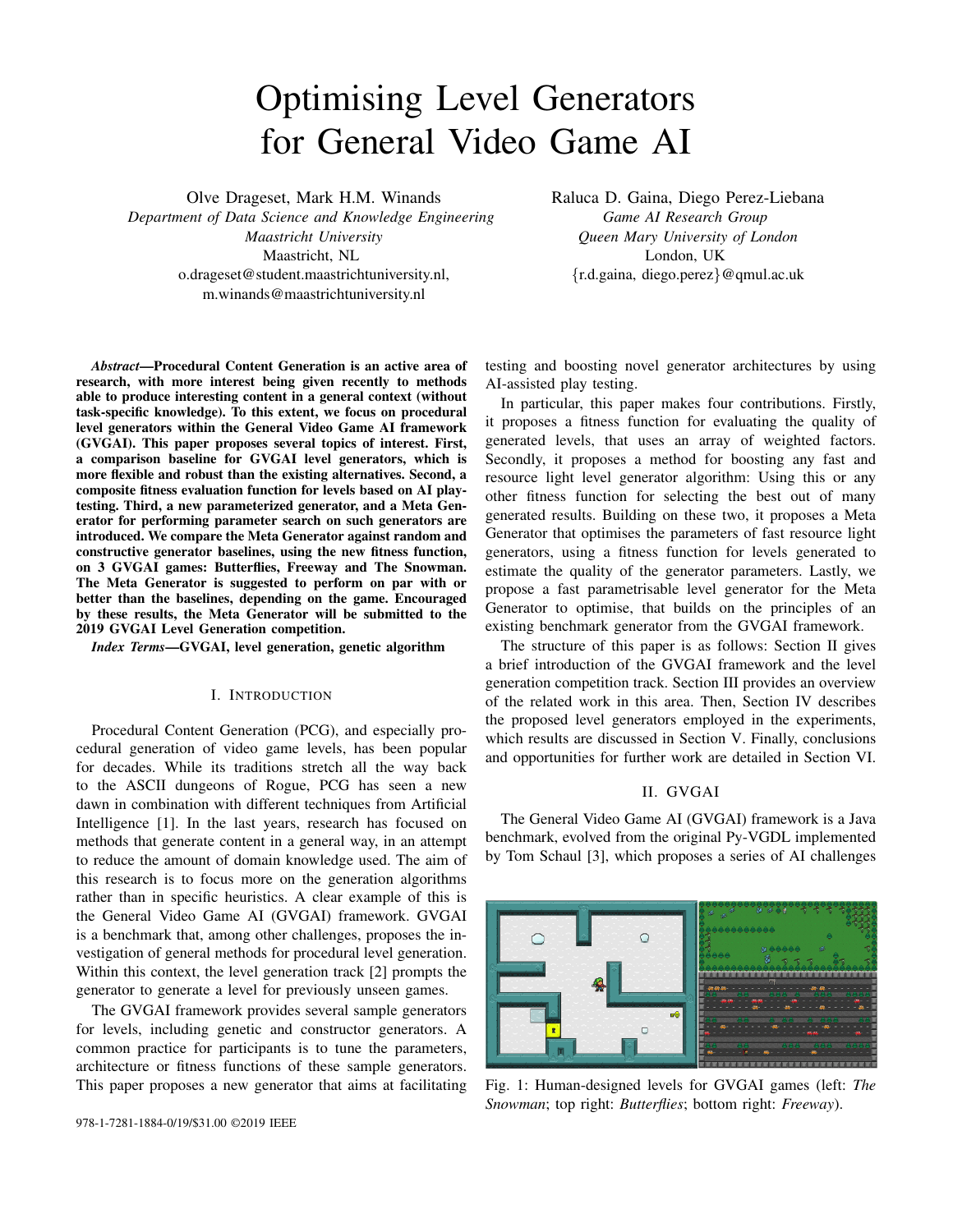# Optimising Level Generators for General Video Game AI

Olve Drageset, Mark H.M. Winands
*Department of Data Science and Knowledge Engineering*
*Maastricht University*
Maastricht, NL
o.drageset@student.maastrichtuniversity.nl,
m.winands@maastrichtuniversity.nl

Raluca D. Gaina, Diego Perez-Liebana
*Game AI Research Group*
*Queen Mary University of London*
London, UK
{r.d.gaina, diego.perez}@qmul.ac.uk

***Abstract*—Procedural Content Generation is an active area of research, with more interest being given recently to methods able to produce interesting content in a general context (without task-specific knowledge). To this extent, we focus on procedural level generators within the General Video Game AI framework (GVGAI). This paper proposes several topics of interest. First, a comparison baseline for GVGAI level generators, which is more flexible and robust than the existing alternatives. Second, a composite fitness evaluation function for levels based on AI play-testing. Third, a new parameterized generator, and a Meta Generator for performing parameter search on such generators are introduced. We compare the Meta Generator against random and constructive generator baselines, using the new fitness function, on 3 GVGAI games: Butterflies, Freeway and The Snowman. The Meta Generator is suggested to perform on par with or better than the baselines, depending on the game. Encouraged by these results, the Meta Generator will be submitted to the 2019 GVGAI Level Generation competition.**

***Index Terms*—GVGAI, level generation, genetic algorithm**

## I. Introduction

Procedural Content Generation (PCG), and especially procedural generation of video game levels, has been popular for decades. While its traditions stretch all the way back to the ASCII dungeons of Rogue, PCG has seen a new dawn in combination with different techniques from Artificial Intelligence [1]. In the last years, research has focused on methods that generate content in a general way, in an attempt to reduce the amount of domain knowledge used. The aim of this research is to focus more on the generation algorithms rather than in specific heuristics. A clear example of this is the General Video Game AI (GVGAI) framework. GVGAI is a benchmark that, among other challenges, proposes the investigation of general methods for procedural level generation. Within this context, the level generation track [2] prompts the generator to generate a level for previously unseen games.

The GVGAI framework provides several sample generators for levels, including genetic and constructor generators. A common practice for participants is to tune the parameters, architecture or fitness functions of these sample generators. This paper proposes a new generator that aims at facilitating testing and boosting novel generator architectures by using AI-assisted play testing.

In particular, this paper makes four contributions. Firstly, it proposes a fitness function for evaluating the quality of generated levels, that uses an array of weighted factors. Secondly, it proposes a method for boosting any fast and resource light level generator algorithm: Using this or any other fitness function for selecting the best out of many generated results. Building on these two, it proposes a Meta Generator that optimises the parameters of fast resource light generators, using a fitness function for levels generated to estimate the quality of the generator parameters. Lastly, we propose a fast parametrisable level generator for the Meta Generator to optimise, that builds on the principles of an existing benchmark generator from the GVGAI framework.

The structure of this paper is as follows: Section II gives a brief introduction of the GVGAI framework and the level generation competition track. Section III provides an overview of the related work in this area. Then, Section IV describes the proposed level generators employed in the experiments, which results are discussed in Section V. Finally, conclusions and opportunities for further work are detailed in Section VI.

## II. GVGAI

The General Video Game AI (GVGAI) framework is a Java benchmark, evolved from the original Py-VGDL implemented by Tom Schaul [3], which proposes a series of AI challenges

Fig. 1: Human-designed levels for GVGAI games (left: *The Snowman*; top right: *Butterflies*; bottom right: *Freeway*).

978-1-7281-1884-0/19/$31.00 ©2019 IEEE